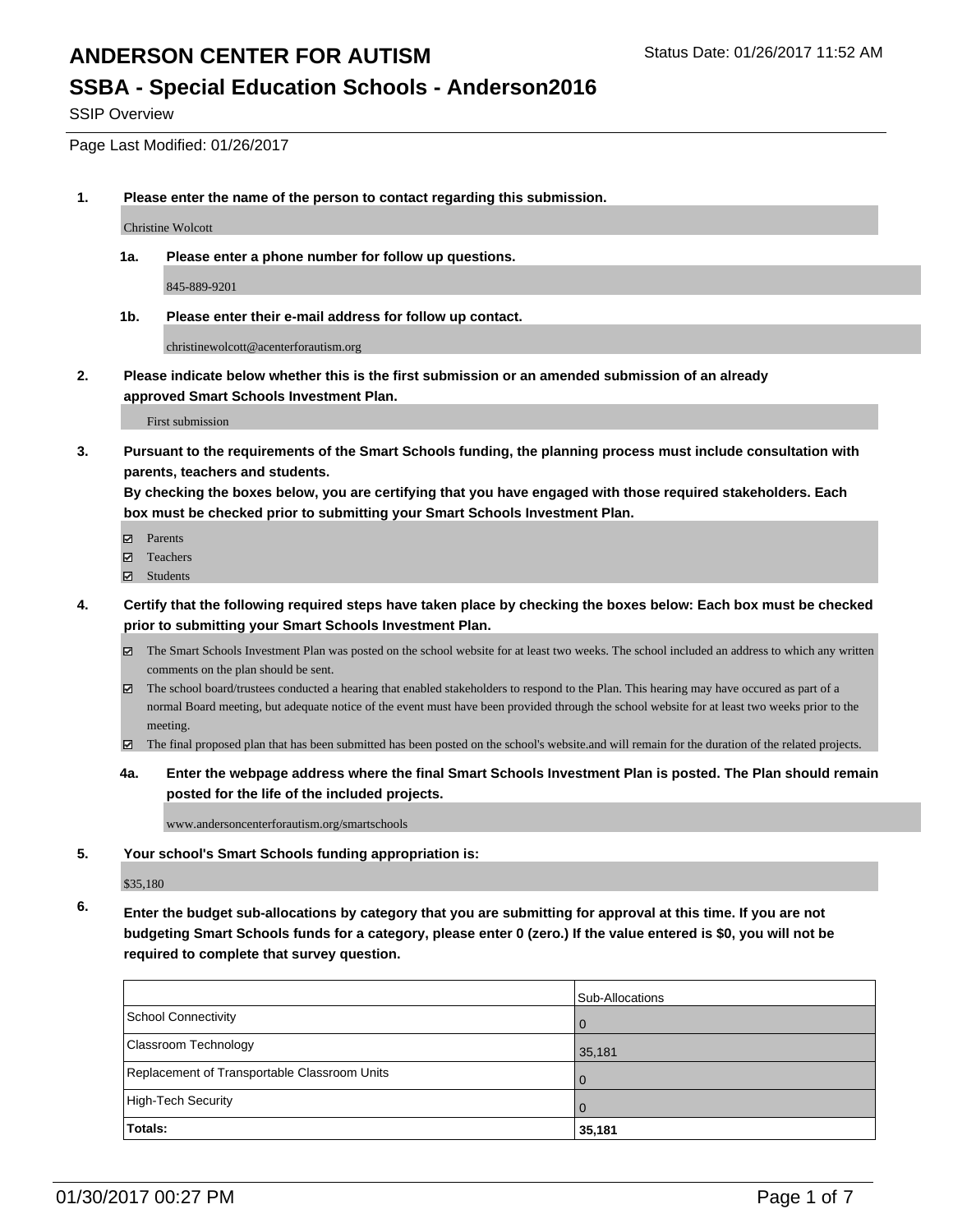# ANDERSON CENTER FOR AUTISM

Status Date: 01/26/2017 11:52 AM

## SSBA - Special Education Schools - Anderson2016

SSIP Overview

Page Last Modified: 01/26/2017

**1. Please enter the name of the person to contact regarding this submission.**

Christine Wolcott

**1a. Please enter a phone number for follow up questions.**

845-889-9201

**1b. Please enter their e-mail address for follow up contact.**

christinewolcott@acenterforautism.org

**2. Please indicate below whether this is the first submission or an amended submission of an already approved Smart Schools Investment Plan.**

First submission

**3. Pursuant to the requirements of the Smart Schools funding, the planning process must include consultation with parents, teachers and students.**
**By checking the boxes below, you are certifying that you have engaged with those required stakeholders. Each box must be checked prior to submitting your Smart Schools Investment Plan.**

- ☑ Parents
- ☑ Teachers
- ☑ Students

**4. Certify that the following required steps have taken place by checking the boxes below: Each box must be checked prior to submitting your Smart Schools Investment Plan.**

- ☑ The Smart Schools Investment Plan was posted on the school website for at least two weeks. The school included an address to which any written comments on the plan should be sent.
- ☑ The school board/trustees conducted a hearing that enabled stakeholders to respond to the Plan. This hearing may have occured as part of a normal Board meeting, but adequate notice of the event must have been provided through the school website for at least two weeks prior to the meeting.
- ☑ The final proposed plan that has been submitted has been posted on the school's website.and will remain for the duration of the related projects.

**4a. Enter the webpage address where the final Smart Schools Investment Plan is posted. The Plan should remain posted for the life of the included projects.**

www.andersoncenterforautism.org/smartschools

**5. Your school's Smart Schools funding appropriation is:**

$35,180

**6. Enter the budget sub-allocations by category that you are submitting for approval at this time. If you are not budgeting Smart Schools funds for a category, please enter 0 (zero.) If the value entered is $0, you will not be required to complete that survey question.**

| | Sub-Allocations |
|---|---|
| School Connectivity | 0 |
| Classroom Technology | 35,181 |
| Replacement of Transportable Classroom Units | 0 |
| High-Tech Security | 0 |
| **Totals:** | **35,181** |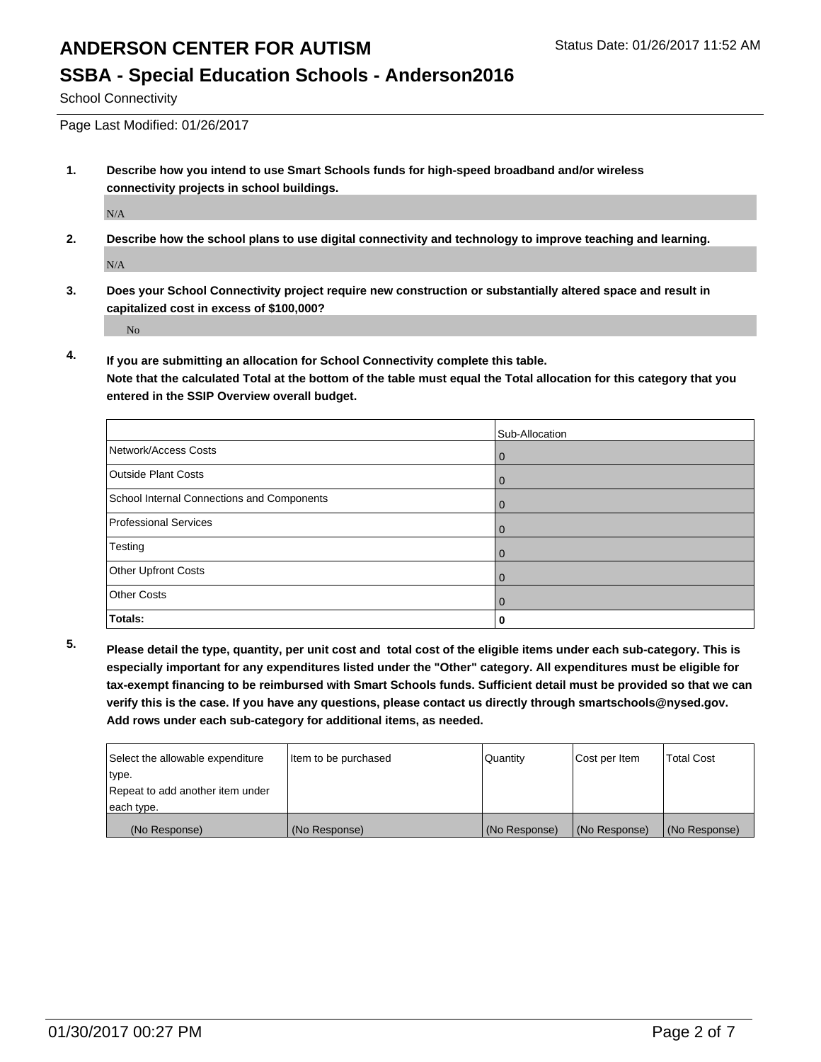# ANDERSON CENTER FOR AUTISM

Status Date: 01/26/2017 11:52 AM

## SSBA - Special Education Schools - Anderson2016

School Connectivity

Page Last Modified: 01/26/2017

1. **Describe how you intend to use Smart Schools funds for high-speed broadband and/or wireless connectivity projects in school buildings.**

   N/A

2. **Describe how the school plans to use digital connectivity and technology to improve teaching and learning.**

   N/A

3. **Does your School Connectivity project require new construction or substantially altered space and result in capitalized cost in excess of $100,000?**

   No

4. **If you are submitting an allocation for School Connectivity complete this table. Note that the calculated Total at the bottom of the table must equal the Total allocation for this category that you entered in the SSIP Overview overall budget.**

| | Sub-Allocation |
|---|---|
| Network/Access Costs | 0 |
| Outside Plant Costs | 0 |
| School Internal Connections and Components | 0 |
| Professional Services | 0 |
| Testing | 0 |
| Other Upfront Costs | 0 |
| Other Costs | 0 |
| **Totals:** | **0** |

5. **Please detail the type, quantity, per unit cost and total cost of the eligible items under each sub-category. This is especially important for any expenditures listed under the "Other" category. All expenditures must be eligible for tax-exempt financing to be reimbursed with Smart Schools funds. Sufficient detail must be provided so that we can verify this is the case. If you have any questions, please contact us directly through smartschools@nysed.gov. Add rows under each sub-category for additional items, as needed.**

| Select the allowable expenditure type. Repeat to add another item under each type. | Item to be purchased | Quantity | Cost per Item | Total Cost |
|---|---|---|---|---|
| (No Response) | (No Response) | (No Response) | (No Response) | (No Response) |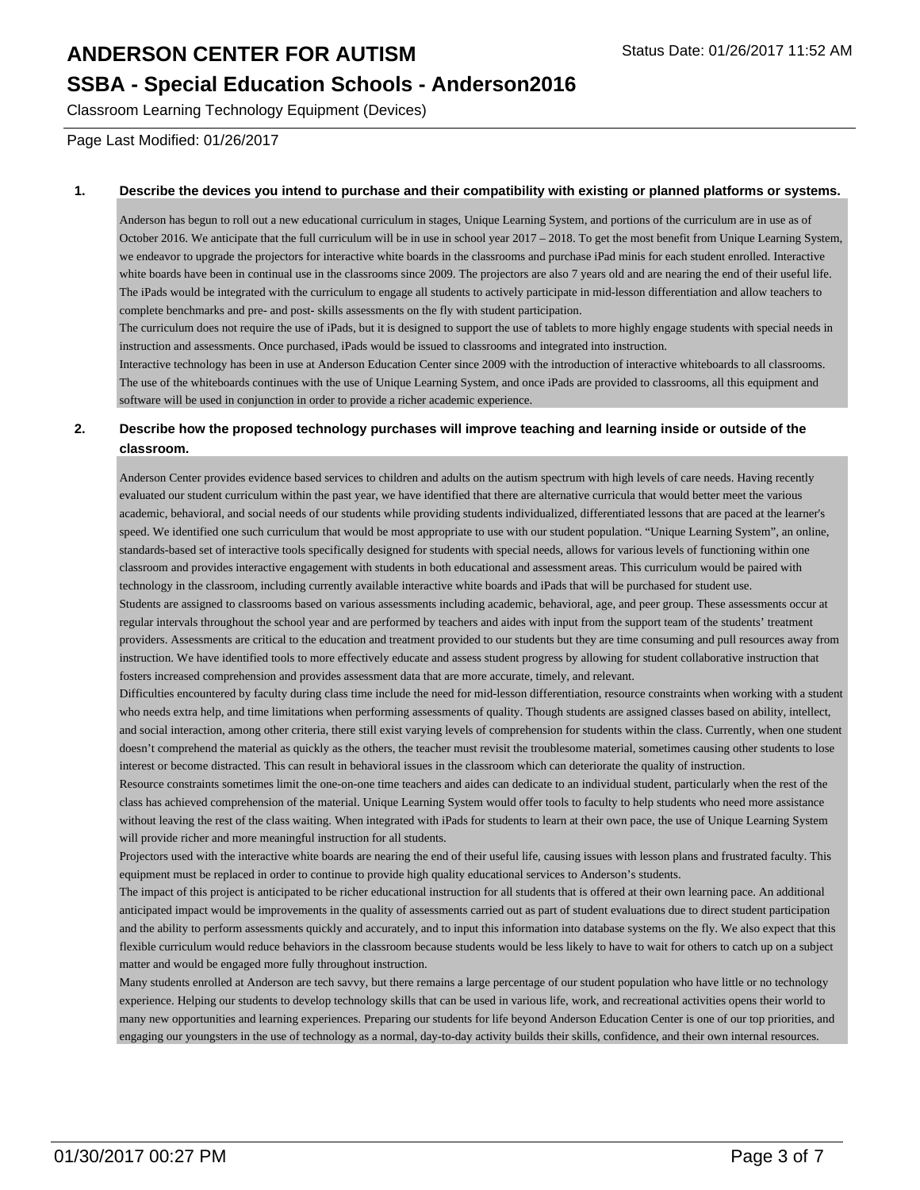# ANDERSON CENTER FOR AUTISM

Status Date: 01/26/2017 11:52 AM

## SSBA - Special Education Schools - Anderson2016

Classroom Learning Technology Equipment (Devices)

Page Last Modified: 01/26/2017

**1. Describe the devices you intend to purchase and their compatibility with existing or planned platforms or systems.**

Anderson has begun to roll out a new educational curriculum in stages, Unique Learning System, and portions of the curriculum are in use as of October 2016. We anticipate that the full curriculum will be in use in school year 2017 – 2018. To get the most benefit from Unique Learning System, we endeavor to upgrade the projectors for interactive white boards in the classrooms and purchase iPad minis for each student enrolled. Interactive white boards have been in continual use in the classrooms since 2009. The projectors are also 7 years old and are nearing the end of their useful life. The iPads would be integrated with the curriculum to engage all students to actively participate in mid-lesson differentiation and allow teachers to complete benchmarks and pre- and post- skills assessments on the fly with student participation.
The curriculum does not require the use of iPads, but it is designed to support the use of tablets to more highly engage students with special needs in instruction and assessments. Once purchased, iPads would be issued to classrooms and integrated into instruction.
Interactive technology has been in use at Anderson Education Center since 2009 with the introduction of interactive whiteboards to all classrooms. The use of the whiteboards continues with the use of Unique Learning System, and once iPads are provided to classrooms, all this equipment and software will be used in conjunction in order to provide a richer academic experience.

**2. Describe how the proposed technology purchases will improve teaching and learning inside or outside of the classroom.**

Anderson Center provides evidence based services to children and adults on the autism spectrum with high levels of care needs. Having recently evaluated our student curriculum within the past year, we have identified that there are alternative curricula that would better meet the various academic, behavioral, and social needs of our students while providing students individualized, differentiated lessons that are paced at the learner's speed. We identified one such curriculum that would be most appropriate to use with our student population. "Unique Learning System", an online, standards-based set of interactive tools specifically designed for students with special needs, allows for various levels of functioning within one classroom and provides interactive engagement with students in both educational and assessment areas. This curriculum would be paired with technology in the classroom, including currently available interactive white boards and iPads that will be purchased for student use.
Students are assigned to classrooms based on various assessments including academic, behavioral, age, and peer group. These assessments occur at regular intervals throughout the school year and are performed by teachers and aides with input from the support team of the students' treatment providers. Assessments are critical to the education and treatment provided to our students but they are time consuming and pull resources away from instruction. We have identified tools to more effectively educate and assess student progress by allowing for student collaborative instruction that fosters increased comprehension and provides assessment data that are more accurate, timely, and relevant.
Difficulties encountered by faculty during class time include the need for mid-lesson differentiation, resource constraints when working with a student who needs extra help, and time limitations when performing assessments of quality. Though students are assigned classes based on ability, intellect, and social interaction, among other criteria, there still exist varying levels of comprehension for students within the class. Currently, when one student doesn't comprehend the material as quickly as the others, the teacher must revisit the troublesome material, sometimes causing other students to lose interest or become distracted. This can result in behavioral issues in the classroom which can deteriorate the quality of instruction.
Resource constraints sometimes limit the one-on-one time teachers and aides can dedicate to an individual student, particularly when the rest of the class has achieved comprehension of the material. Unique Learning System would offer tools to faculty to help students who need more assistance without leaving the rest of the class waiting. When integrated with iPads for students to learn at their own pace, the use of Unique Learning System will provide richer and more meaningful instruction for all students.
Projectors used with the interactive white boards are nearing the end of their useful life, causing issues with lesson plans and frustrated faculty. This equipment must be replaced in order to continue to provide high quality educational services to Anderson's students.
The impact of this project is anticipated to be richer educational instruction for all students that is offered at their own learning pace. An additional anticipated impact would be improvements in the quality of assessments carried out as part of student evaluations due to direct student participation and the ability to perform assessments quickly and accurately, and to input this information into database systems on the fly. We also expect that this flexible curriculum would reduce behaviors in the classroom because students would be less likely to have to wait for others to catch up on a subject matter and would be engaged more fully throughout instruction.
Many students enrolled at Anderson are tech savvy, but there remains a large percentage of our student population who have little or no technology experience. Helping our students to develop technology skills that can be used in various life, work, and recreational activities opens their world to many new opportunities and learning experiences. Preparing our students for life beyond Anderson Education Center is one of our top priorities, and engaging our youngsters in the use of technology as a normal, day-to-day activity builds their skills, confidence, and their own internal resources.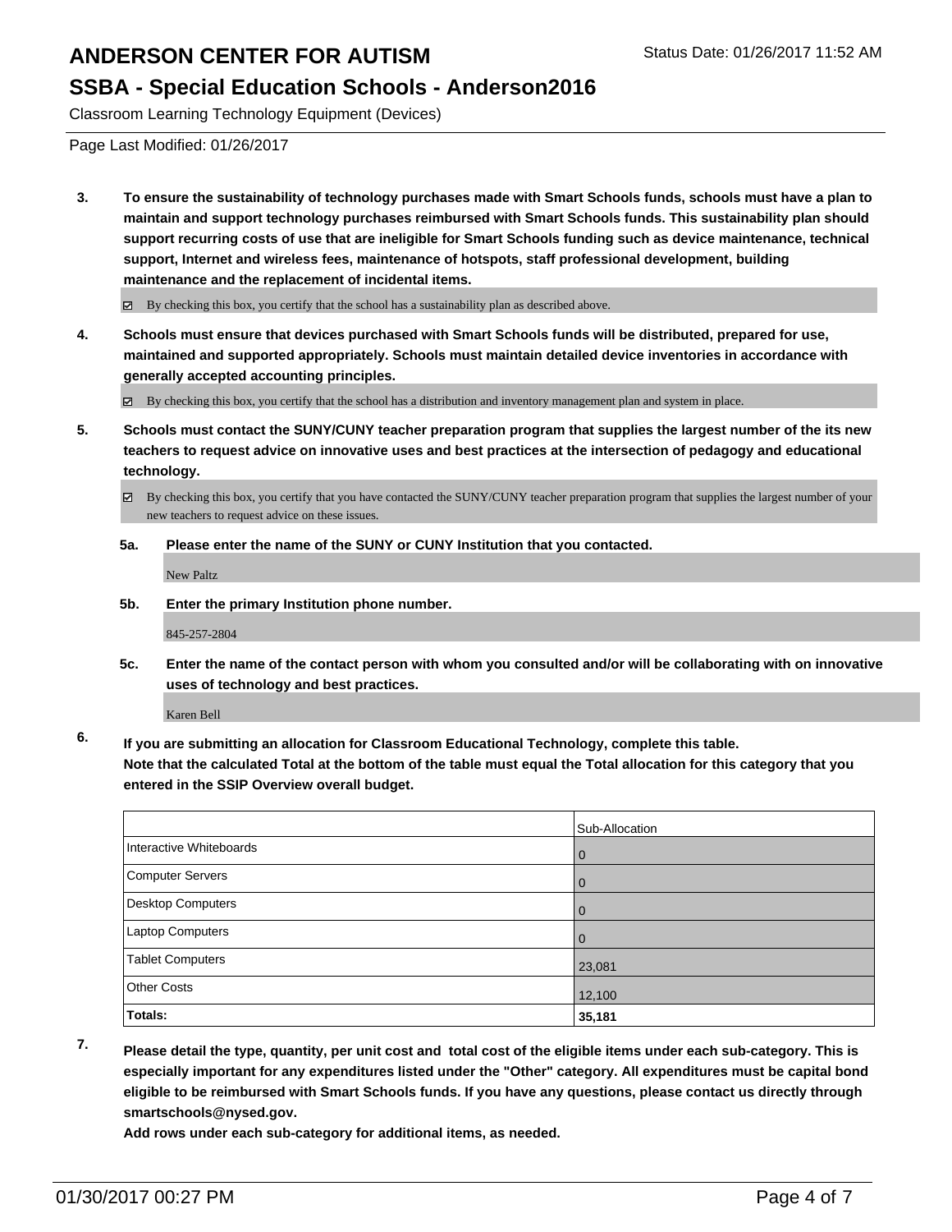# ANDERSON CENTER FOR AUTISM

## SSBA - Special Education Schools - Anderson2016

Classroom Learning Technology Equipment (Devices)

Page Last Modified: 01/26/2017

3. **To ensure the sustainability of technology purchases made with Smart Schools funds, schools must have a plan to maintain and support technology purchases reimbursed with Smart Schools funds. This sustainability plan should support recurring costs of use that are ineligible for Smart Schools funding such as device maintenance, technical support, Internet and wireless fees, maintenance of hotspots, staff professional development, building maintenance and the replacement of incidental items.**

   ☑ By checking this box, you certify that the school has a sustainability plan as described above.

4. **Schools must ensure that devices purchased with Smart Schools funds will be distributed, prepared for use, maintained and supported appropriately. Schools must maintain detailed device inventories in accordance with generally accepted accounting principles.**

   ☑ By checking this box, you certify that the school has a distribution and inventory management plan and system in place.

5. **Schools must contact the SUNY/CUNY teacher preparation program that supplies the largest number of the its new teachers to request advice on innovative uses and best practices at the intersection of pedagogy and educational technology.**

   ☑ By checking this box, you certify that you have contacted the SUNY/CUNY teacher preparation program that supplies the largest number of your new teachers to request advice on these issues.

   **5a. Please enter the name of the SUNY or CUNY Institution that you contacted.**

   New Paltz

   **5b. Enter the primary Institution phone number.**

   845-257-2804

   **5c. Enter the name of the contact person with whom you consulted and/or will be collaborating with on innovative uses of technology and best practices.**

   Karen Bell

6. **If you are submitting an allocation for Classroom Educational Technology, complete this table. Note that the calculated Total at the bottom of the table must equal the Total allocation for this category that you entered in the SSIP Overview overall budget.**

| | Sub-Allocation |
|---|---|
| Interactive Whiteboards | 0 |
| Computer Servers | 0 |
| Desktop Computers | 0 |
| Laptop Computers | 0 |
| Tablet Computers | 23,081 |
| Other Costs | 12,100 |
| **Totals:** | **35,181** |

7. **Please detail the type, quantity, per unit cost and total cost of the eligible items under each sub-category. This is especially important for any expenditures listed under the "Other" category. All expenditures must be capital bond eligible to be reimbursed with Smart Schools funds. If you have any questions, please contact us directly through smartschools@nysed.gov.**

   **Add rows under each sub-category for additional items, as needed.**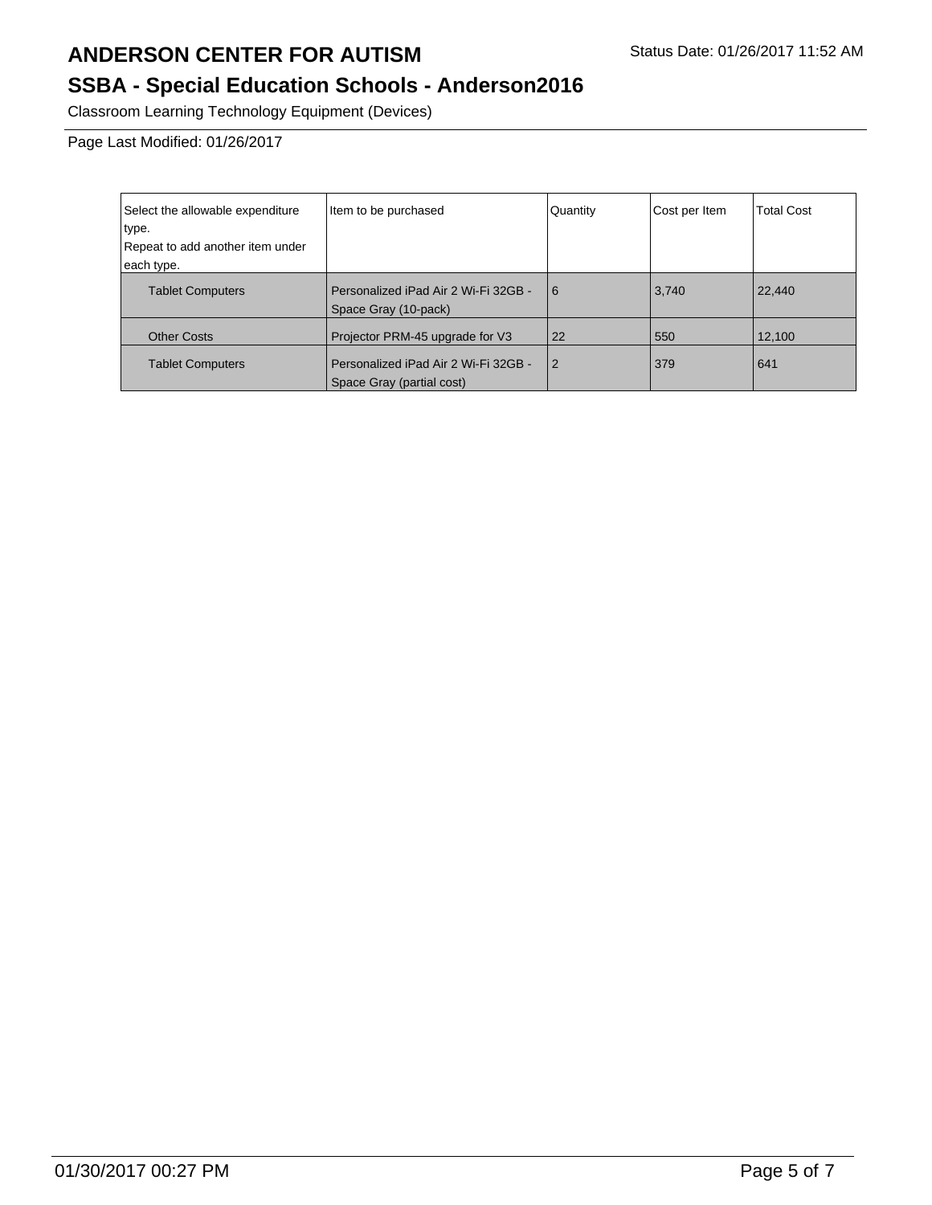ANDERSON CENTER FOR AUTISM

Status Date: 01/26/2017 11:52 AM

## SSBA - Special Education Schools - Anderson2016

Classroom Learning Technology Equipment (Devices)

Page Last Modified: 01/26/2017

| Select the allowable expenditure type.<br>Repeat to add another item under each type. | Item to be purchased | Quantity | Cost per Item | Total Cost |
|---|---|---|---|---|
| Tablet Computers | Personalized iPad Air 2 Wi-Fi 32GB - Space Gray (10-pack) | 6 | 3,740 | 22,440 |
| Other Costs | Projector PRM-45 upgrade for V3 | 22 | 550 | 12,100 |
| Tablet Computers | Personalized iPad Air 2 Wi-Fi 32GB - Space Gray (partial cost) | 2 | 379 | 641 |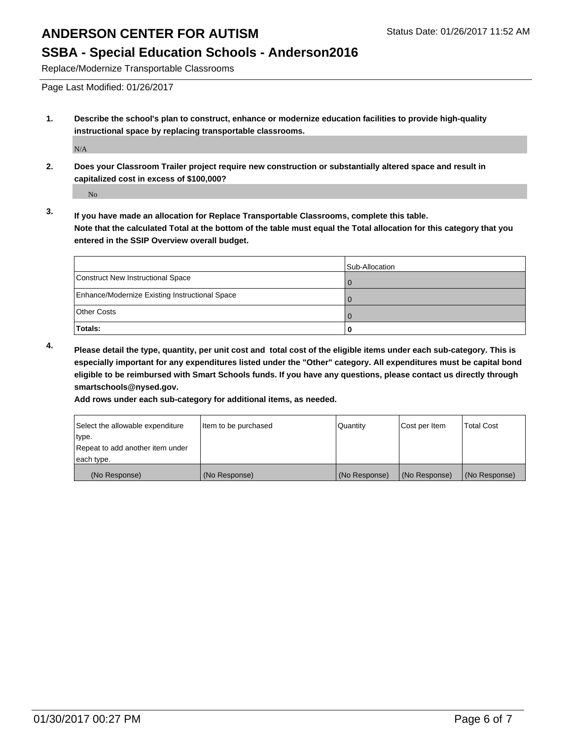# ANDERSON CENTER FOR AUTISM

Status Date: 01/26/2017 11:52 AM

## SSBA - Special Education Schools - Anderson2016

Replace/Modernize Transportable Classrooms

Page Last Modified: 01/26/2017

1. **Describe the school's plan to construct, enhance or modernize education facilities to provide high-quality instructional space by replacing transportable classrooms.**

   N/A

2. **Does your Classroom Trailer project require new construction or substantially altered space and result in capitalized cost in excess of $100,000?**

   No

3. **If you have made an allocation for Replace Transportable Classrooms, complete this table.**
   **Note that the calculated Total at the bottom of the table must equal the Total allocation for this category that you entered in the SSIP Overview overall budget.**

| | Sub-Allocation |
|---|---|
| Construct New Instructional Space | 0 |
| Enhance/Modernize Existing Instructional Space | 0 |
| Other Costs | 0 |
| **Totals:** | **0** |

4. **Please detail the type, quantity, per unit cost and total cost of the eligible items under each sub-category. This is especially important for any expenditures listed under the "Other" category. All expenditures must be capital bond eligible to be reimbursed with Smart Schools funds. If you have any questions, please contact us directly through smartschools@nysed.gov.**
   **Add rows under each sub-category for additional items, as needed.**

| Select the allowable expenditure type. Repeat to add another item under each type. | Item to be purchased | Quantity | Cost per Item | Total Cost |
|---|---|---|---|---|
| (No Response) | (No Response) | (No Response) | (No Response) | (No Response) |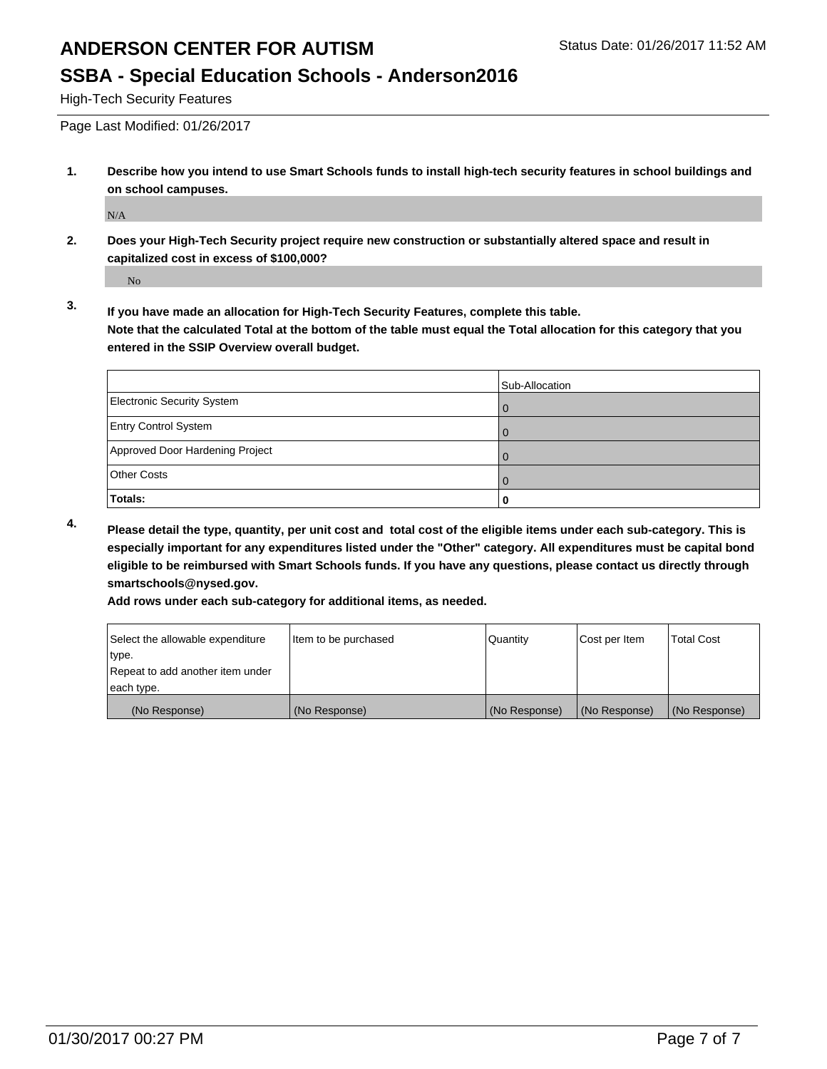# ANDERSON CENTER FOR AUTISM

Status Date: 01/26/2017 11:52 AM

## SSBA - Special Education Schools - Anderson2016

High-Tech Security Features

Page Last Modified: 01/26/2017

**1. Describe how you intend to use Smart Schools funds to install high-tech security features in school buildings and on school campuses.**

N/A

**2. Does your High-Tech Security project require new construction or substantially altered space and result in capitalized cost in excess of $100,000?**

No

**3. If you have made an allocation for High-Tech Security Features, complete this table. Note that the calculated Total at the bottom of the table must equal the Total allocation for this category that you entered in the SSIP Overview overall budget.**

| | Sub-Allocation |
|---|---|
| Electronic Security System | 0 |
| Entry Control System | 0 |
| Approved Door Hardening Project | 0 |
| Other Costs | 0 |
| **Totals:** | **0** |

**4. Please detail the type, quantity, per unit cost and total cost of the eligible items under each sub-category. This is especially important for any expenditures listed under the "Other" category. All expenditures must be capital bond eligible to be reimbursed with Smart Schools funds. If you have any questions, please contact us directly through smartschools@nysed.gov.**

**Add rows under each sub-category for additional items, as needed.**

| Select the allowable expenditure type. Repeat to add another item under each type. | Item to be purchased | Quantity | Cost per Item | Total Cost |
|---|---|---|---|---|
| (No Response) | (No Response) | (No Response) | (No Response) | (No Response) |